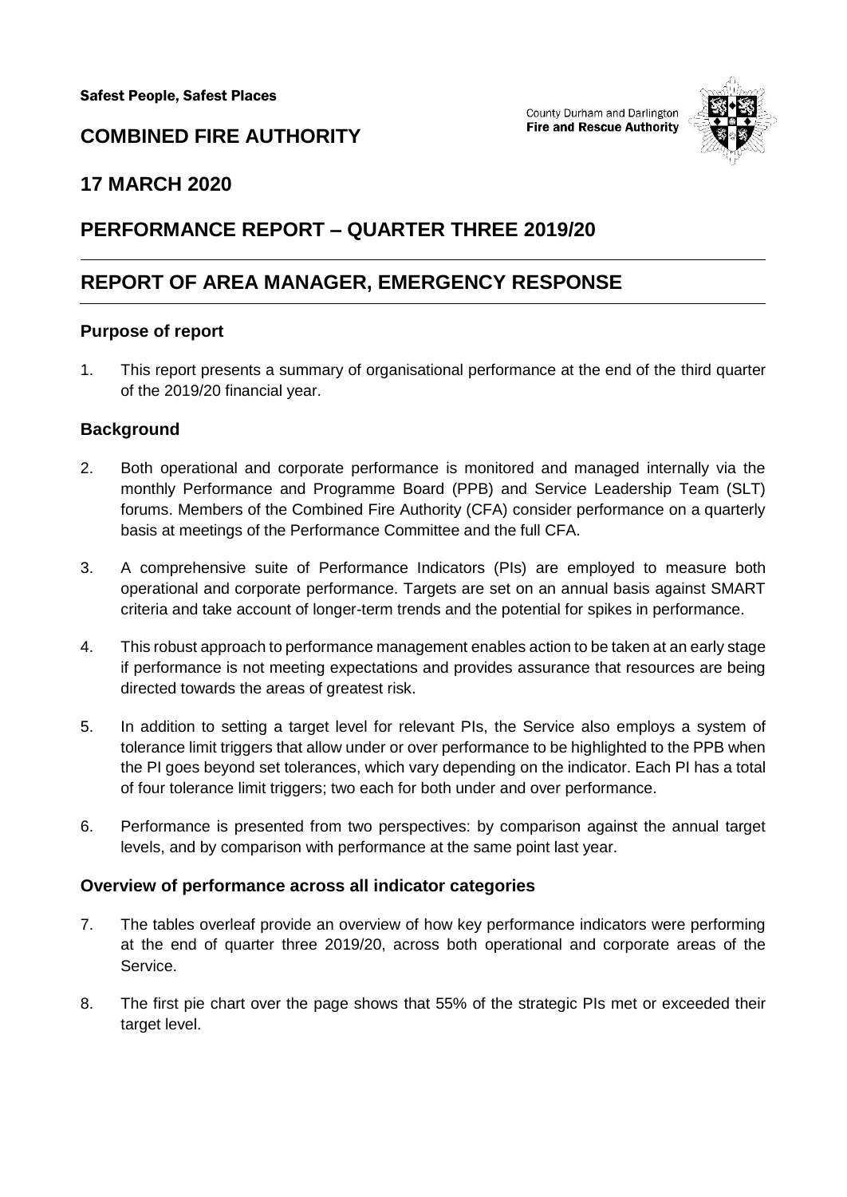**Safest People, Safest Places**

County Durham and Darlington
**Fire and Rescue Authority**

## COMBINED FIRE AUTHORITY

## 17 MARCH 2020

## PERFORMANCE REPORT – QUARTER THREE 2019/20

## REPORT OF AREA MANAGER, EMERGENCY RESPONSE

### Purpose of report

1. This report presents a summary of organisational performance at the end of the third quarter of the 2019/20 financial year.

### Background

2. Both operational and corporate performance is monitored and managed internally via the monthly Performance and Programme Board (PPB) and Service Leadership Team (SLT) forums. Members of the Combined Fire Authority (CFA) consider performance on a quarterly basis at meetings of the Performance Committee and the full CFA.

3. A comprehensive suite of Performance Indicators (PIs) are employed to measure both operational and corporate performance. Targets are set on an annual basis against SMART criteria and take account of longer-term trends and the potential for spikes in performance.

4. This robust approach to performance management enables action to be taken at an early stage if performance is not meeting expectations and provides assurance that resources are being directed towards the areas of greatest risk.

5. In addition to setting a target level for relevant PIs, the Service also employs a system of tolerance limit triggers that allow under or over performance to be highlighted to the PPB when the PI goes beyond set tolerances, which vary depending on the indicator. Each PI has a total of four tolerance limit triggers; two each for both under and over performance.

6. Performance is presented from two perspectives: by comparison against the annual target levels, and by comparison with performance at the same point last year.

### Overview of performance across all indicator categories

7. The tables overleaf provide an overview of how key performance indicators were performing at the end of quarter three 2019/20, across both operational and corporate areas of the Service.

8. The first pie chart over the page shows that 55% of the strategic PIs met or exceeded their target level.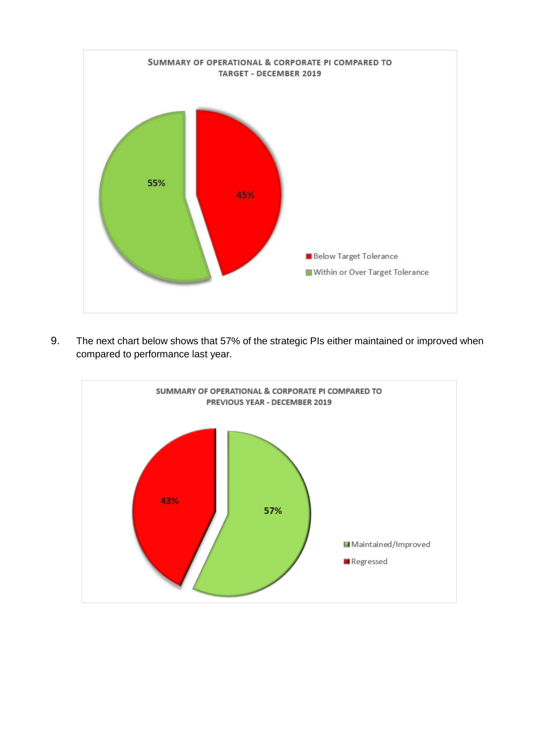SUMMARY OF OPERATIONAL & CORPORATE PI COMPARED TO TARGET - DECEMBER 2019

- Below Target Tolerance: 45%
- Within or Over Target Tolerance: 55%

9. The next chart below shows that 57% of the strategic PIs either maintained or improved when compared to performance last year.

SUMMARY OF OPERATIONAL & CORPORATE PI COMPARED TO PREVIOUS YEAR - DECEMBER 2019

- Maintained/Improved: 57%
- Regressed: 43%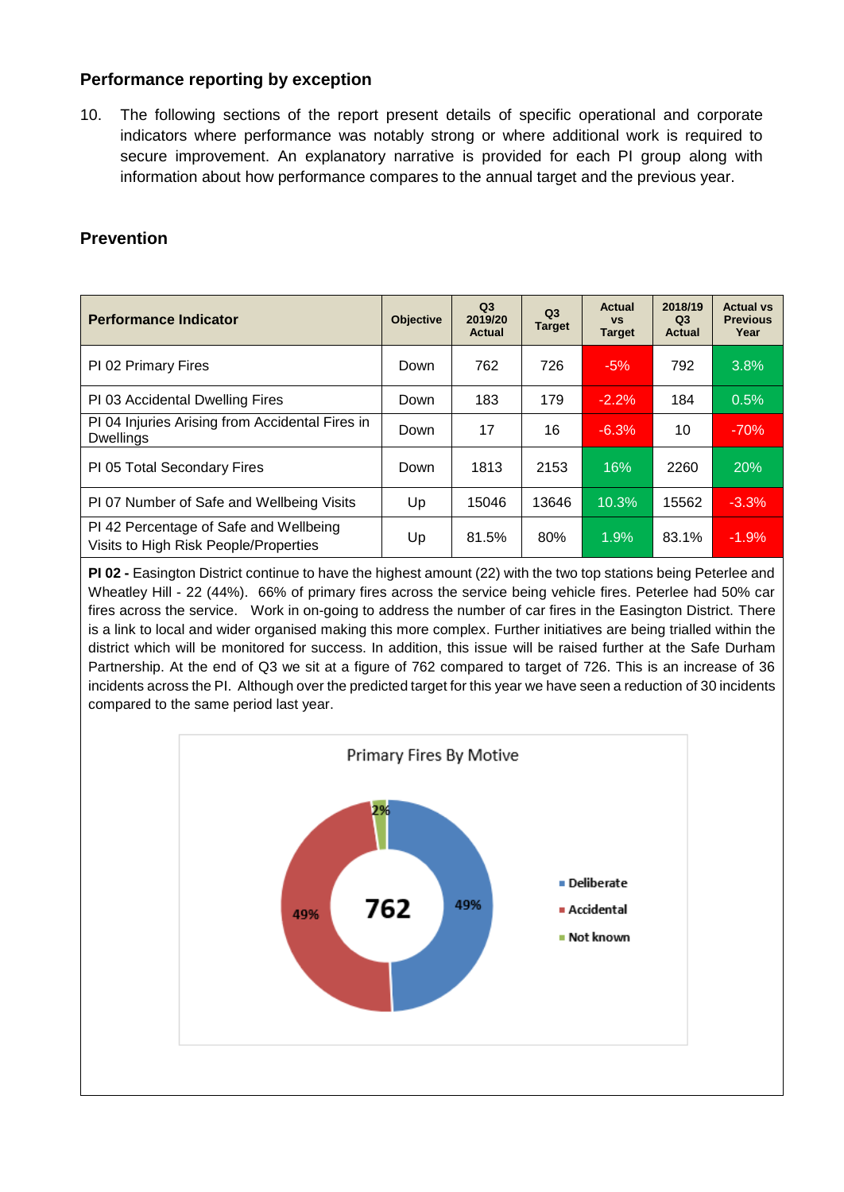## Performance reporting by exception

10. The following sections of the report present details of specific operational and corporate indicators where performance was notably strong or where additional work is required to secure improvement. An explanatory narrative is provided for each PI group along with information about how performance compares to the annual target and the previous year.

## Prevention

| Performance Indicator | Objective | Q3 2019/20 Actual | Q3 Target | Actual vs Target | 2018/19 Q3 Actual | Actual vs Previous Year |
|---|---|---|---|---|---|---|
| PI 02 Primary Fires | Down | 762 | 726 | -5% | 792 | 3.8% |
| PI 03 Accidental Dwelling Fires | Down | 183 | 179 | -2.2% | 184 | 0.5% |
| PI 04 Injuries Arising from Accidental Fires in Dwellings | Down | 17 | 16 | -6.3% | 10 | -70% |
| PI 05 Total Secondary Fires | Down | 1813 | 2153 | 16% | 2260 | 20% |
| PI 07 Number of Safe and Wellbeing Visits | Up | 15046 | 13646 | 10.3% | 15562 | -3.3% |
| PI 42 Percentage of Safe and Wellbeing Visits to High Risk People/Properties | Up | 81.5% | 80% | 1.9% | 83.1% | -1.9% |

**PI 02 -** Easington District continue to have the highest amount (22) with the two top stations being Peterlee and Wheatley Hill - 22 (44%). 66% of primary fires across the service being vehicle fires. Peterlee had 50% car fires across the service. Work in on-going to address the number of car fires in the Easington District. There is a link to local and wider organised making this more complex. Further initiatives are being trialled within the district which will be monitored for success. In addition, this issue will be raised further at the Safe Durham Partnership. At the end of Q3 we sit at a figure of 762 compared to target of 726. This is an increase of 36 incidents across the PI. Although over the predicted target for this year we have seen a reduction of 30 incidents compared to the same period last year.

Primary Fires By Motive

| Motive | Percentage |
|---|---|
| Deliberate | 49% |
| Accidental | 49% |
| Not known | 2% |

Total: 762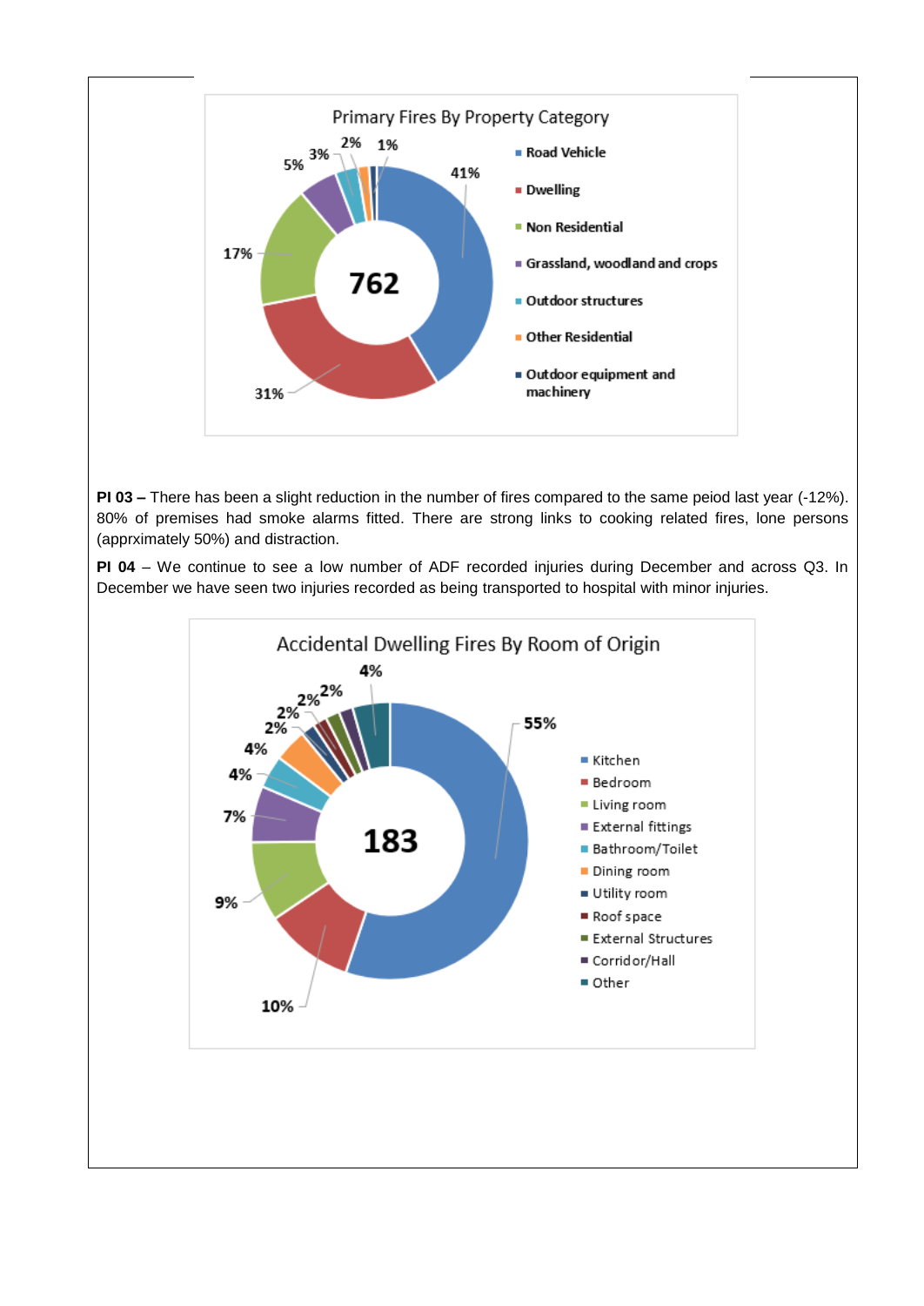**Primary Fires By Property Category**

| Category | % |
|---|---|
| Road Vehicle | 41% |
| Dwelling | 31% |
| Non Residential | 17% |
| Grassland, woodland and crops | 5% |
| Outdoor structures | 3% |
| Other Residential | 2% |
| Outdoor equipment and machinery | 1% |

Total: 762

**PI 03 –** There has been a slight reduction in the number of fires compared to the same peiod last year (-12%). 80% of premises had smoke alarms fitted. There are strong links to cooking related fires, lone persons (apprximately 50%) and distraction.

**PI 04** – We continue to see a low number of ADF recorded injuries during December and across Q3. In December we have seen two injuries recorded as being transported to hospital with minor injuries.

**Accidental Dwelling Fires By Room of Origin**

| Room | % |
|---|---|
| Kitchen | 55% |
| Bedroom | 10% |
| Living room | 9% |
| External fittings | 7% |
| Bathroom/Toilet | 4% |
| Dining room | 4% |
| Utility room | 2% |
| Roof space | 2% |
| External Structures | 2% |
| Corridor/Hall | 2% |
| Other | 4% |

Total: 183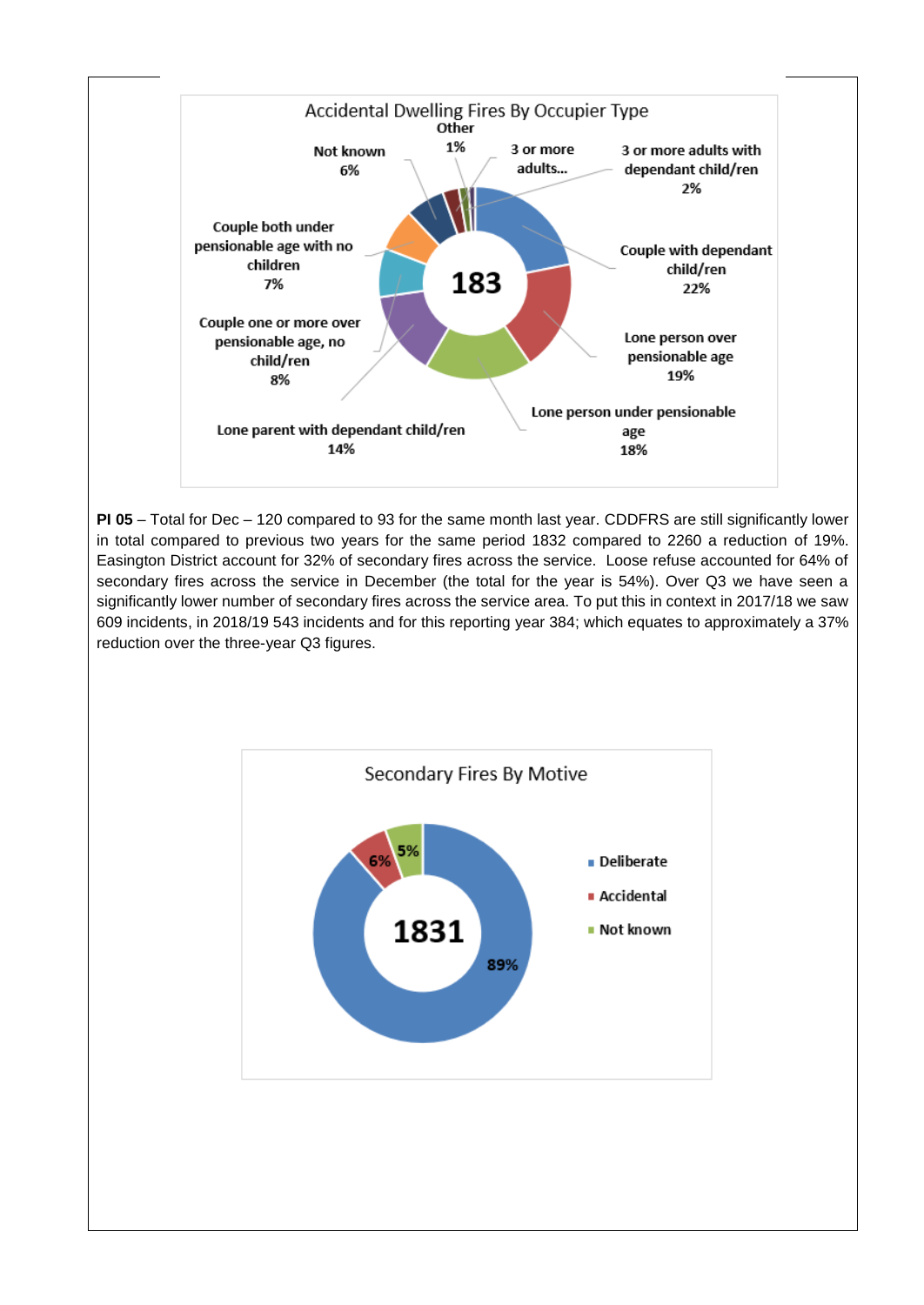Accidental Dwelling Fires By Occupier Type

| Occupier Type | % |
|---|---|
| Couple with dependant child/ren | 22% |
| Lone person over pensionable age | 19% |
| Lone person under pensionable age | 18% |
| Lone parent with dependant child/ren | 14% |
| Couple one or more over pensionable age, no child/ren | 8% |
| Couple both under pensionable age with no children | 7% |
| Not known | 6% |
| 3 or more adults... | |
| 3 or more adults with dependant child/ren | 2% |
| Other | 1% |
| **Total** | **183** |

**PI 05** – Total for Dec – 120 compared to 93 for the same month last year. CDDFRS are still significantly lower in total compared to previous two years for the same period 1832 compared to 2260 a reduction of 19%. Easington District account for 32% of secondary fires across the service. Loose refuse accounted for 64% of secondary fires across the service in December (the total for the year is 54%). Over Q3 we have seen a significantly lower number of secondary fires across the service area. To put this in context in 2017/18 we saw 609 incidents, in 2018/19 543 incidents and for this reporting year 384; which equates to approximately a 37% reduction over the three-year Q3 figures.

Secondary Fires By Motive

| Motive | % |
|---|---|
| Deliberate | 89% |
| Accidental | 6% |
| Not known | 5% |
| **Total** | **1831** |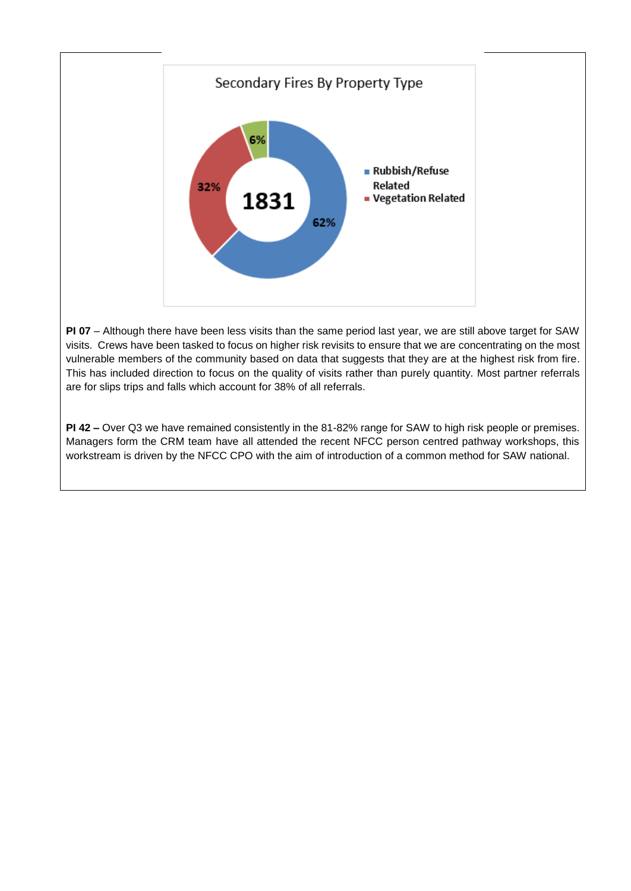Secondary Fires By Property Type

1831

- Rubbish/Refuse Related: 62%
- Vegetation Related: 32%
- 6%

**PI 07** – Although there have been less visits than the same period last year, we are still above target for SAW visits. Crews have been tasked to focus on higher risk revisits to ensure that we are concentrating on the most vulnerable members of the community based on data that suggests that they are at the highest risk from fire. This has included direction to focus on the quality of visits rather than purely quantity. Most partner referrals are for slips trips and falls which account for 38% of all referrals.

**PI 42 –** Over Q3 we have remained consistently in the 81-82% range for SAW to high risk people or premises. Managers form the CRM team have all attended the recent NFCC person centred pathway workshops, this workstream is driven by the NFCC CPO with the aim of introduction of a common method for SAW national.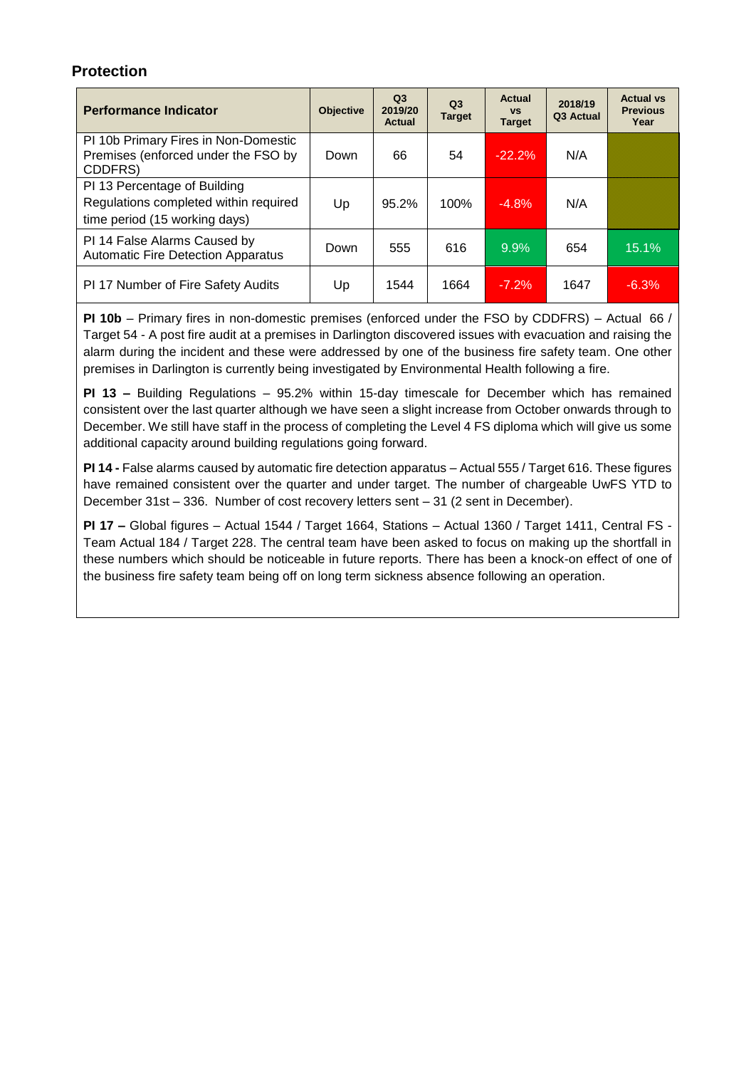## Protection

| Performance Indicator | Objective | Q3 2019/20 Actual | Q3 Target | Actual vs Target | 2018/19 Q3 Actual | Actual vs Previous Year |
|---|---|---|---|---|---|---|
| PI 10b Primary Fires in Non-Domestic Premises (enforced under the FSO by CDDFRS) | Down | 66 | 54 | -22.2% | N/A | |
| PI 13 Percentage of Building Regulations completed within required time period (15 working days) | Up | 95.2% | 100% | -4.8% | N/A | |
| PI 14 False Alarms Caused by Automatic Fire Detection Apparatus | Down | 555 | 616 | 9.9% | 654 | 15.1% |
| PI 17 Number of Fire Safety Audits | Up | 1544 | 1664 | -7.2% | 1647 | -6.3% |

**PI 10b** – Primary fires in non-domestic premises (enforced under the FSO by CDDFRS) – Actual 66 / Target 54 - A post fire audit at a premises in Darlington discovered issues with evacuation and raising the alarm during the incident and these were addressed by one of the business fire safety team. One other premises in Darlington is currently being investigated by Environmental Health following a fire.

**PI 13 –** Building Regulations – 95.2% within 15-day timescale for December which has remained consistent over the last quarter although we have seen a slight increase from October onwards through to December. We still have staff in the process of completing the Level 4 FS diploma which will give us some additional capacity around building regulations going forward.

**PI 14 -** False alarms caused by automatic fire detection apparatus – Actual 555 / Target 616. These figures have remained consistent over the quarter and under target. The number of chargeable UwFS YTD to December 31st – 336. Number of cost recovery letters sent – 31 (2 sent in December).

**PI 17 –** Global figures – Actual 1544 / Target 1664, Stations – Actual 1360 / Target 1411, Central FS - Team Actual 184 / Target 228. The central team have been asked to focus on making up the shortfall in these numbers which should be noticeable in future reports. There has been a knock-on effect of one of the business fire safety team being off on long term sickness absence following an operation.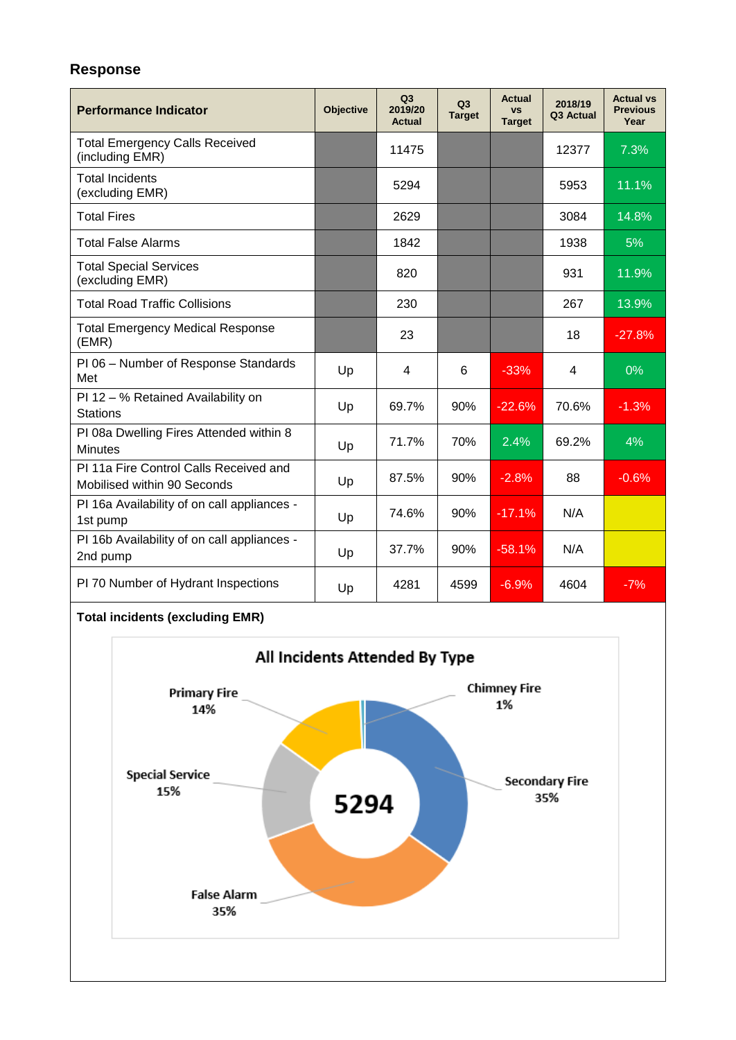## Response

| Performance Indicator | Objective | Q3 2019/20 Actual | Q3 Target | Actual vs Target | 2018/19 Q3 Actual | Actual vs Previous Year |
|---|---|---|---|---|---|---|
| Total Emergency Calls Received (including EMR) | | 11475 | | | 12377 | 7.3% |
| Total Incidents (excluding EMR) | | 5294 | | | 5953 | 11.1% |
| Total Fires | | 2629 | | | 3084 | 14.8% |
| Total False Alarms | | 1842 | | | 1938 | 5% |
| Total Special Services (excluding EMR) | | 820 | | | 931 | 11.9% |
| Total Road Traffic Collisions | | 230 | | | 267 | 13.9% |
| Total Emergency Medical Response (EMR) | | 23 | | | 18 | -27.8% |
| PI 06 – Number of Response Standards Met | Up | 4 | 6 | -33% | 4 | 0% |
| PI 12 – % Retained Availability on Stations | Up | 69.7% | 90% | -22.6% | 70.6% | -1.3% |
| PI 08a Dwelling Fires Attended within 8 Minutes | Up | 71.7% | 70% | 2.4% | 69.2% | 4% |
| PI 11a Fire Control Calls Received and Mobilised within 90 Seconds | Up | 87.5% | 90% | -2.8% | 88 | -0.6% |
| PI 16a Availability of on call appliances - 1st pump | Up | 74.6% | 90% | -17.1% | N/A | |
| PI 16b Availability of on call appliances - 2nd pump | Up | 37.7% | 90% | -58.1% | N/A | |
| PI 70 Number of Hydrant Inspections | Up | 4281 | 4599 | -6.9% | 4604 | -7% |

**Total incidents (excluding EMR)**

All Incidents Attended By Type

5294

- Primary Fire 14%
- Chimney Fire 1%
- Secondary Fire 35%
- False Alarm 35%
- Special Service 15%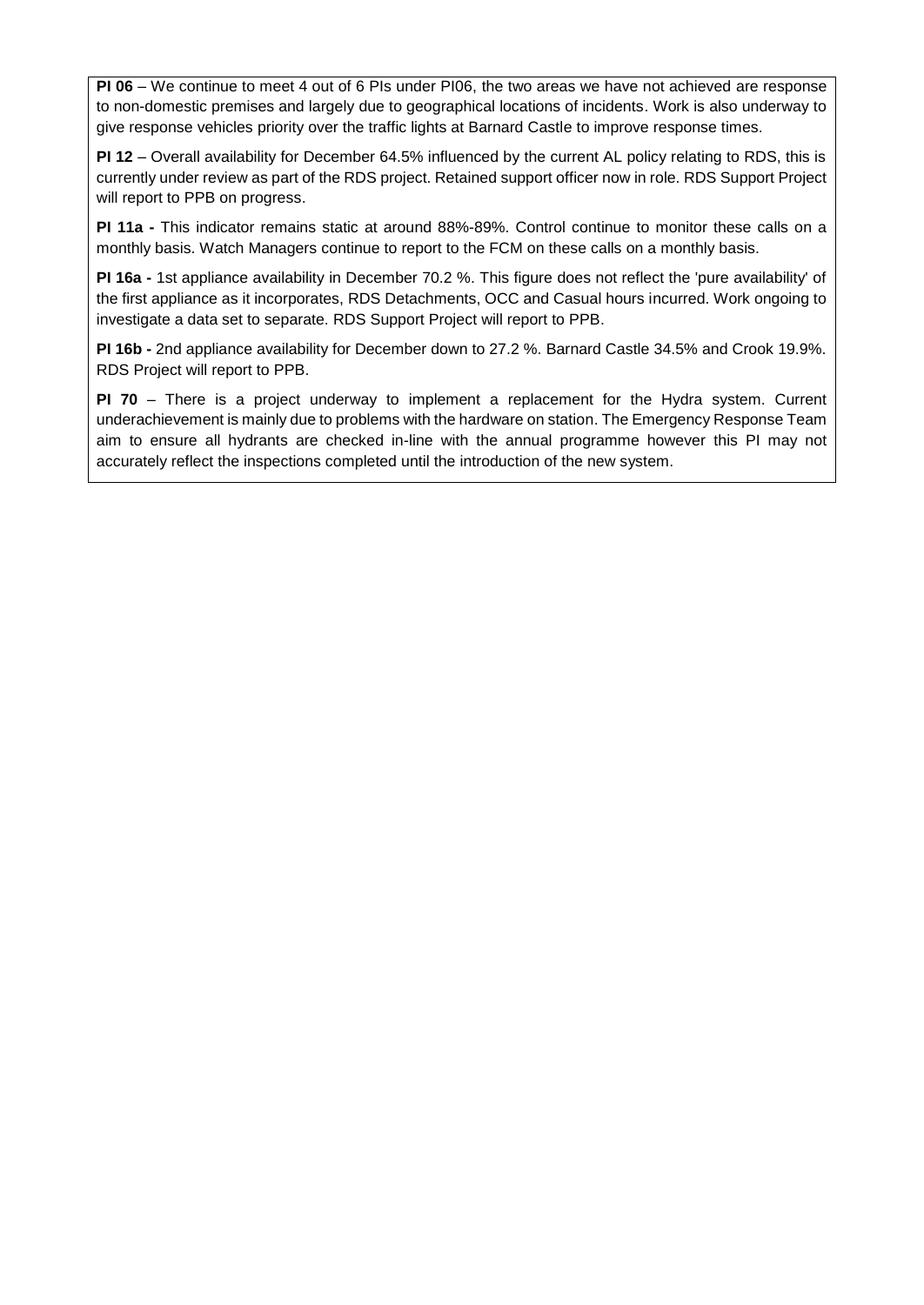**PI 06** – We continue to meet 4 out of 6 PIs under PI06, the two areas we have not achieved are response to non-domestic premises and largely due to geographical locations of incidents. Work is also underway to give response vehicles priority over the traffic lights at Barnard Castle to improve response times.

**PI 12** – Overall availability for December 64.5% influenced by the current AL policy relating to RDS, this is currently under review as part of the RDS project. Retained support officer now in role. RDS Support Project will report to PPB on progress.

**PI 11a -** This indicator remains static at around 88%-89%. Control continue to monitor these calls on a monthly basis. Watch Managers continue to report to the FCM on these calls on a monthly basis.

**PI 16a -** 1st appliance availability in December 70.2 %. This figure does not reflect the 'pure availability' of the first appliance as it incorporates, RDS Detachments, OCC and Casual hours incurred. Work ongoing to investigate a data set to separate. RDS Support Project will report to PPB.

**PI 16b -** 2nd appliance availability for December down to 27.2 %. Barnard Castle 34.5% and Crook 19.9%. RDS Project will report to PPB.

**PI 70** – There is a project underway to implement a replacement for the Hydra system. Current underachievement is mainly due to problems with the hardware on station. The Emergency Response Team aim to ensure all hydrants are checked in-line with the annual programme however this PI may not accurately reflect the inspections completed until the introduction of the new system.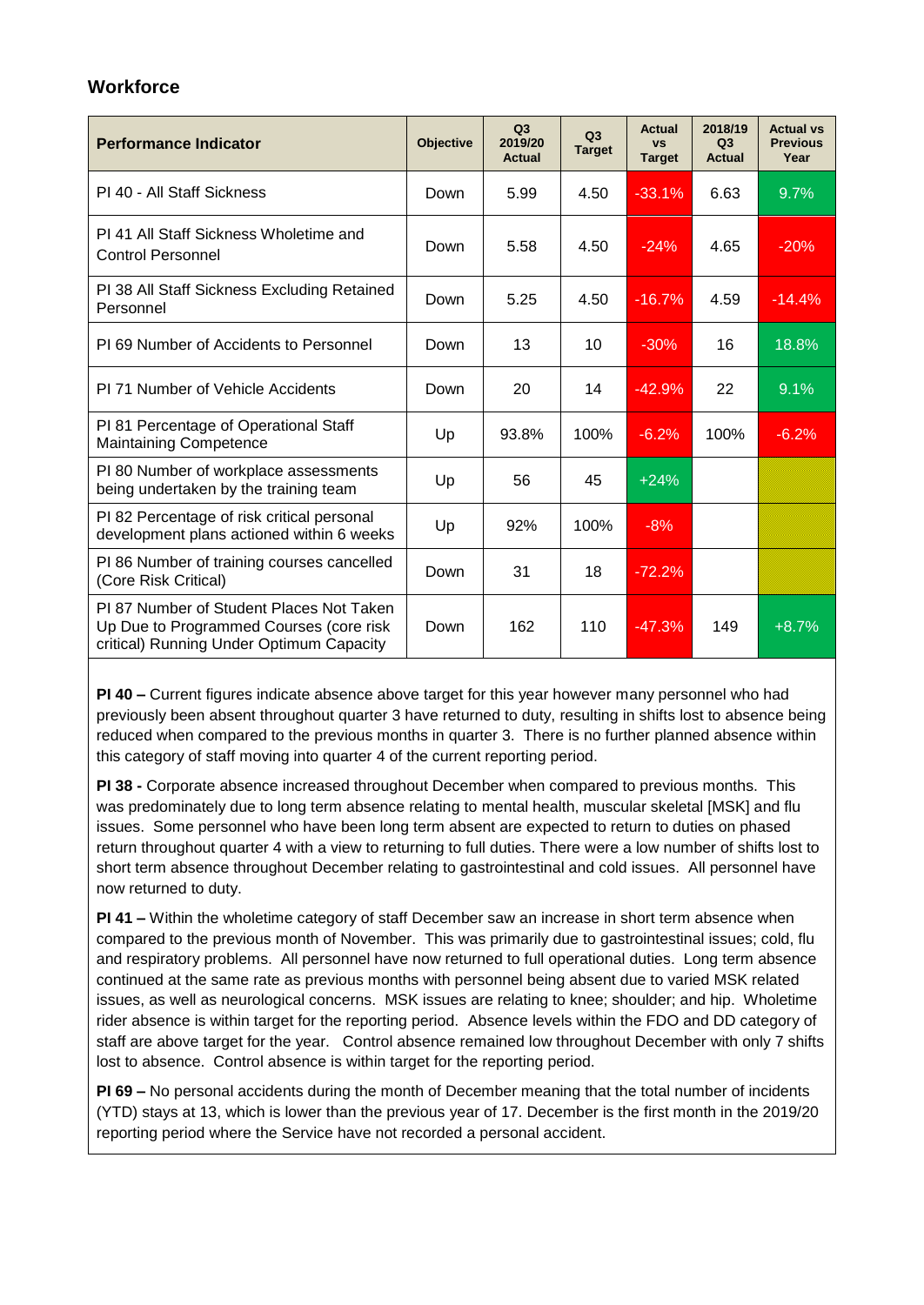## Workforce

| Performance Indicator | Objective | Q3 2019/20 Actual | Q3 Target | Actual vs Target | 2018/19 Q3 Actual | Actual vs Previous Year |
|---|---|---|---|---|---|---|
| PI 40 - All Staff Sickness | Down | 5.99 | 4.50 | -33.1% | 6.63 | 9.7% |
| PI 41 All Staff Sickness Wholetime and Control Personnel | Down | 5.58 | 4.50 | -24% | 4.65 | -20% |
| PI 38 All Staff Sickness Excluding Retained Personnel | Down | 5.25 | 4.50 | -16.7% | 4.59 | -14.4% |
| PI 69 Number of Accidents to Personnel | Down | 13 | 10 | -30% | 16 | 18.8% |
| PI 71 Number of Vehicle Accidents | Down | 20 | 14 | -42.9% | 22 | 9.1% |
| PI 81 Percentage of Operational Staff Maintaining Competence | Up | 93.8% | 100% | -6.2% | 100% | -6.2% |
| PI 80 Number of workplace assessments being undertaken by the training team | Up | 56 | 45 | +24% | | |
| PI 82 Percentage of risk critical personal development plans actioned within 6 weeks | Up | 92% | 100% | -8% | | |
| PI 86 Number of training courses cancelled (Core Risk Critical) | Down | 31 | 18 | -72.2% | | |
| PI 87 Number of Student Places Not Taken Up Due to Programmed Courses (core risk critical) Running Under Optimum Capacity | Down | 162 | 110 | -47.3% | 149 | +8.7% |

**PI 40 –** Current figures indicate absence above target for this year however many personnel who had previously been absent throughout quarter 3 have returned to duty, resulting in shifts lost to absence being reduced when compared to the previous months in quarter 3. There is no further planned absence within this category of staff moving into quarter 4 of the current reporting period.

**PI 38 -** Corporate absence increased throughout December when compared to previous months. This was predominately due to long term absence relating to mental health, muscular skeletal [MSK] and flu issues. Some personnel who have been long term absent are expected to return to duties on phased return throughout quarter 4 with a view to returning to full duties. There were a low number of shifts lost to short term absence throughout December relating to gastrointestinal and cold issues. All personnel have now returned to duty.

**PI 41 –** Within the wholetime category of staff December saw an increase in short term absence when compared to the previous month of November. This was primarily due to gastrointestinal issues; cold, flu and respiratory problems. All personnel have now returned to full operational duties. Long term absence continued at the same rate as previous months with personnel being absent due to varied MSK related issues, as well as neurological concerns. MSK issues are relating to knee; shoulder; and hip. Wholetime rider absence is within target for the reporting period. Absence levels within the FDO and DD category of staff are above target for the year. Control absence remained low throughout December with only 7 shifts lost to absence. Control absence is within target for the reporting period.

**PI 69 –** No personal accidents during the month of December meaning that the total number of incidents (YTD) stays at 13, which is lower than the previous year of 17. December is the first month in the 2019/20 reporting period where the Service have not recorded a personal accident.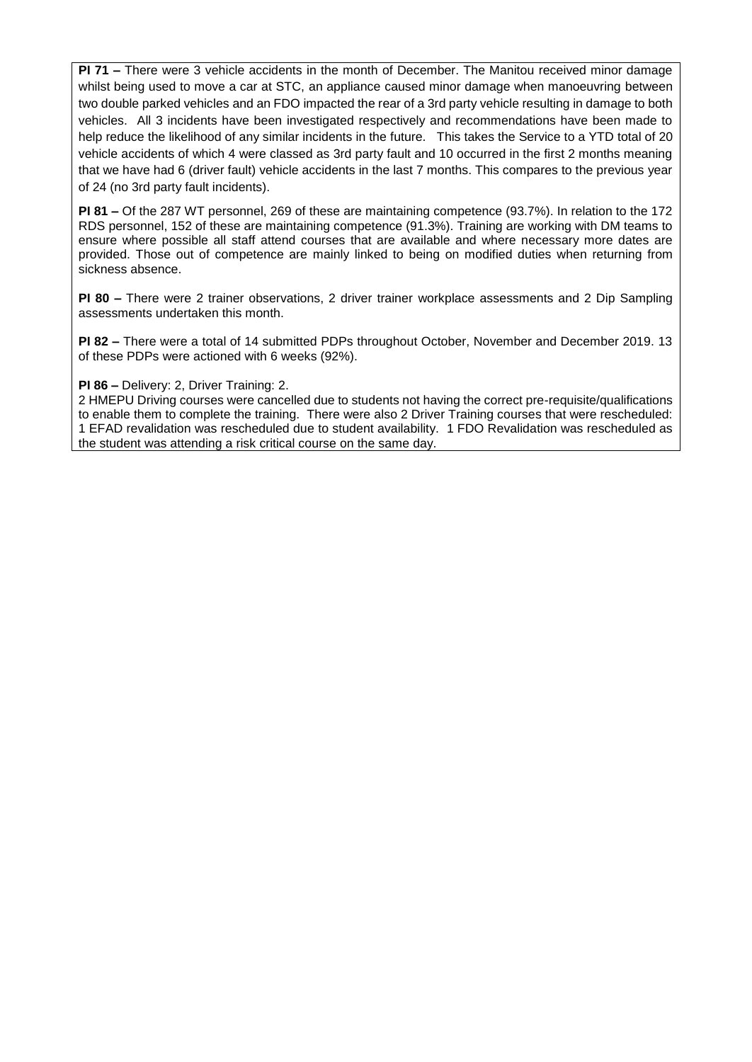**PI 71 –** There were 3 vehicle accidents in the month of December. The Manitou received minor damage whilst being used to move a car at STC, an appliance caused minor damage when manoeuvring between two double parked vehicles and an FDO impacted the rear of a 3rd party vehicle resulting in damage to both vehicles. All 3 incidents have been investigated respectively and recommendations have been made to help reduce the likelihood of any similar incidents in the future. This takes the Service to a YTD total of 20 vehicle accidents of which 4 were classed as 3rd party fault and 10 occurred in the first 2 months meaning that we have had 6 (driver fault) vehicle accidents in the last 7 months. This compares to the previous year of 24 (no 3rd party fault incidents).

**PI 81 –** Of the 287 WT personnel, 269 of these are maintaining competence (93.7%). In relation to the 172 RDS personnel, 152 of these are maintaining competence (91.3%). Training are working with DM teams to ensure where possible all staff attend courses that are available and where necessary more dates are provided. Those out of competence are mainly linked to being on modified duties when returning from sickness absence.

**PI 80 –** There were 2 trainer observations, 2 driver trainer workplace assessments and 2 Dip Sampling assessments undertaken this month.

**PI 82 –** There were a total of 14 submitted PDPs throughout October, November and December 2019. 13 of these PDPs were actioned with 6 weeks (92%).

**PI 86 –** Delivery: 2, Driver Training: 2.
2 HMEPU Driving courses were cancelled due to students not having the correct pre-requisite/qualifications to enable them to complete the training. There were also 2 Driver Training courses that were rescheduled: 1 EFAD revalidation was rescheduled due to student availability. 1 FDO Revalidation was rescheduled as the student was attending a risk critical course on the same day.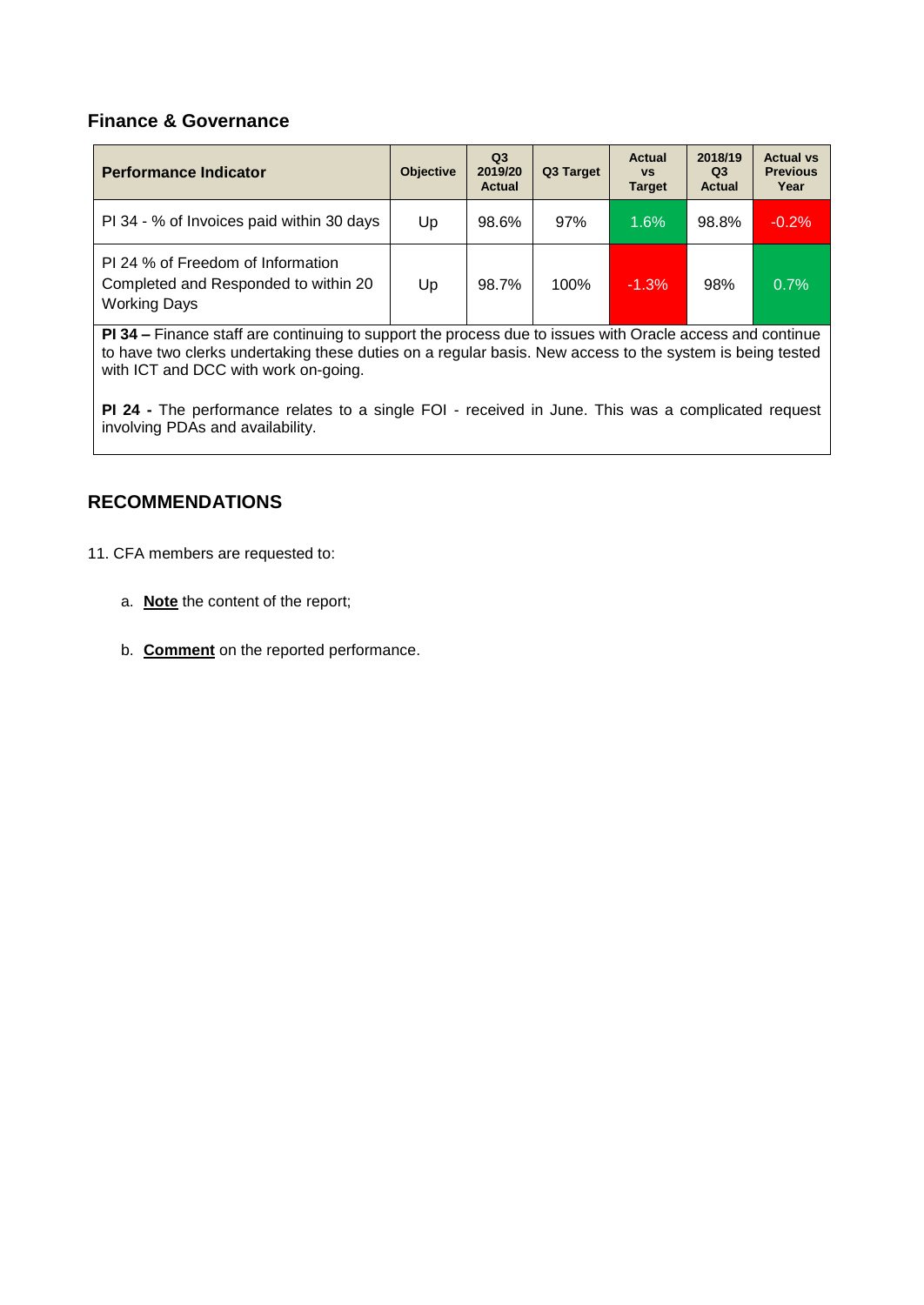## Finance & Governance

| Performance Indicator | Objective | Q3 2019/20 Actual | Q3 Target | Actual vs Target | 2018/19 Q3 Actual | Actual vs Previous Year |
|---|---|---|---|---|---|---|
| PI 34 - % of Invoices paid within 30 days | Up | 98.6% | 97% | 1.6% | 98.8% | -0.2% |
| PI 24 % of Freedom of Information Completed and Responded to within 20 Working Days | Up | 98.7% | 100% | -1.3% | 98% | 0.7% |

**PI 34 –** Finance staff are continuing to support the process due to issues with Oracle access and continue to have two clerks undertaking these duties on a regular basis. New access to the system is being tested with ICT and DCC with work on-going.

**PI 24 -** The performance relates to a single FOI - received in June. This was a complicated request involving PDAs and availability.

## RECOMMENDATIONS

11. CFA members are requested to:

   a. **Note** the content of the report;

   b. **Comment** on the reported performance.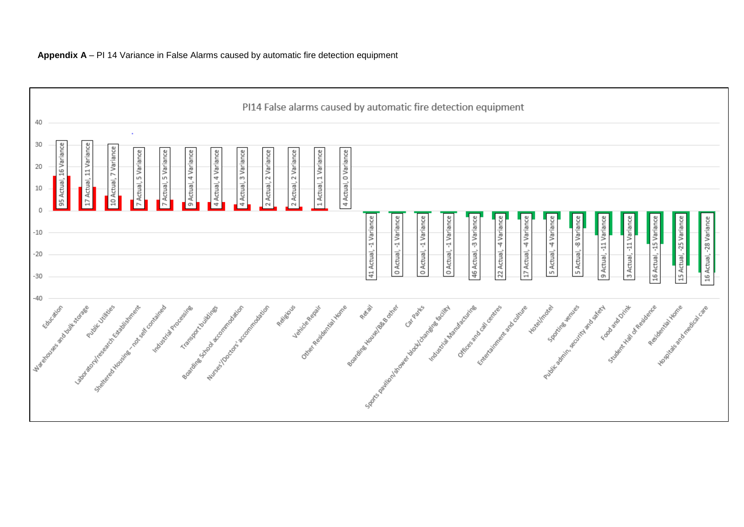**Appendix A** – PI 14 Variance in False Alarms caused by automatic fire detection equipment

PI14 False alarms caused by automatic fire detection equipment

40
30
20
10
0
-10
-20
-30
-40

95 Actual, 16 Variance
17 Actual, 11 Variance
10 Actual, 7 Variance
7 Actual, 5 Variance
7 Actual, 5 Variance
9 Actual, 4 Variance
4 Actual, 4 Variance
4 Actual, 3 Variance
2 Actual, 2 Variance
2 Actual, 2 Variance
1 Actual, 1 Variance
4 Actual, 0 Variance
41 Actual, -1 Variance
0 Actual, -1 Variance
0 Actual, -1 Variance
0 Actual, -1 Variance
46 Actual, -3 Variance
22 Actual, -4 Variance
17 Actual, -4 Variance
5 Actual, -4 Variance
5 Actual, -8 Variance
9 Actual, -11 Variance
3 Actual, -11 Variance
16 Actual, -15 Variance
15 Actual, -25 Variance
16 Actual, -28 Variance

Education
Warehouses and bulk storage
Public Utilities
Laboratory/research Establishment
Sheltered Housing – not self contained
Industrial Processing
Transport buildings
Boarding School accommodation
Nurses'/Doctors' accommodation
Religious
Vehicle Repair
Other Residential Home
Retail
Boarding House/B&B other
Car Parks
Sports pavilion/shower block/changing facility
Industrial Manufacturing
Offices and call centres
Entertainment and culture
Hotel/motel
Sporting venues
Public admin, security and safety
Food and Drink
Student Hall of Residence
Residential Home
Hospitals and medical care